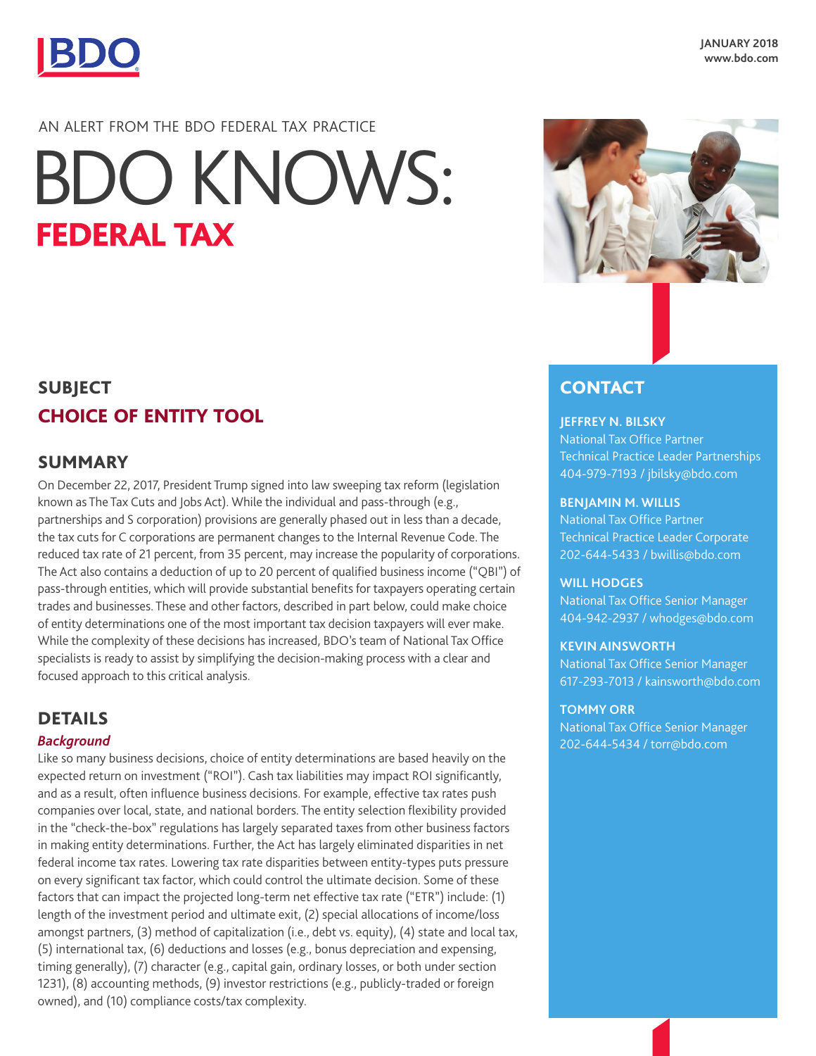BDO

JANUARY 2018
www.bdo.com

AN ALERT FROM THE BDO FEDERAL TAX PRACTICE

# BDO KNOWS: FEDERAL TAX

## SUBJECT

## CHOICE OF ENTITY TOOL

## SUMMARY

On December 22, 2017, President Trump signed into law sweeping tax reform (legislation known as The Tax Cuts and Jobs Act). While the individual and pass-through (e.g., partnerships and S corporation) provisions are generally phased out in less than a decade, the tax cuts for C corporations are permanent changes to the Internal Revenue Code. The reduced tax rate of 21 percent, from 35 percent, may increase the popularity of corporations. The Act also contains a deduction of up to 20 percent of qualified business income ("QBI") of pass-through entities, which will provide substantial benefits for taxpayers operating certain trades and businesses. These and other factors, described in part below, could make choice of entity determinations one of the most important tax decision taxpayers will ever make. While the complexity of these decisions has increased, BDO's team of National Tax Office specialists is ready to assist by simplifying the decision-making process with a clear and focused approach to this critical analysis.

## DETAILS

### *Background*

Like so many business decisions, choice of entity determinations are based heavily on the expected return on investment ("ROI"). Cash tax liabilities may impact ROI significantly, and as a result, often influence business decisions. For example, effective tax rates push companies over local, state, and national borders. The entity selection flexibility provided in the "check-the-box" regulations has largely separated taxes from other business factors in making entity determinations. Further, the Act has largely eliminated disparities in net federal income tax rates. Lowering tax rate disparities between entity-types puts pressure on every significant tax factor, which could control the ultimate decision. Some of these factors that can impact the projected long-term net effective tax rate ("ETR") include: (1) length of the investment period and ultimate exit, (2) special allocations of income/loss amongst partners, (3) method of capitalization (i.e., debt vs. equity), (4) state and local tax, (5) international tax, (6) deductions and losses (e.g., bonus depreciation and expensing, timing generally), (7) character (e.g., capital gain, ordinary losses, or both under section 1231), (8) accounting methods, (9) investor restrictions (e.g., publicly-traded or foreign owned), and (10) compliance costs/tax complexity.

## CONTACT

**JEFFREY N. BILSKY**
National Tax Office Partner
Technical Practice Leader Partnerships
404-979-7193 / jbilsky@bdo.com

**BENJAMIN M. WILLIS**
National Tax Office Partner
Technical Practice Leader Corporate
202-644-5433 / bwillis@bdo.com

**WILL HODGES**
National Tax Office Senior Manager
404-942-2937 / whodges@bdo.com

**KEVIN AINSWORTH**
National Tax Office Senior Manager
617-293-7013 / kainsworth@bdo.com

**TOMMY ORR**
National Tax Office Senior Manager
202-644-5434 / torr@bdo.com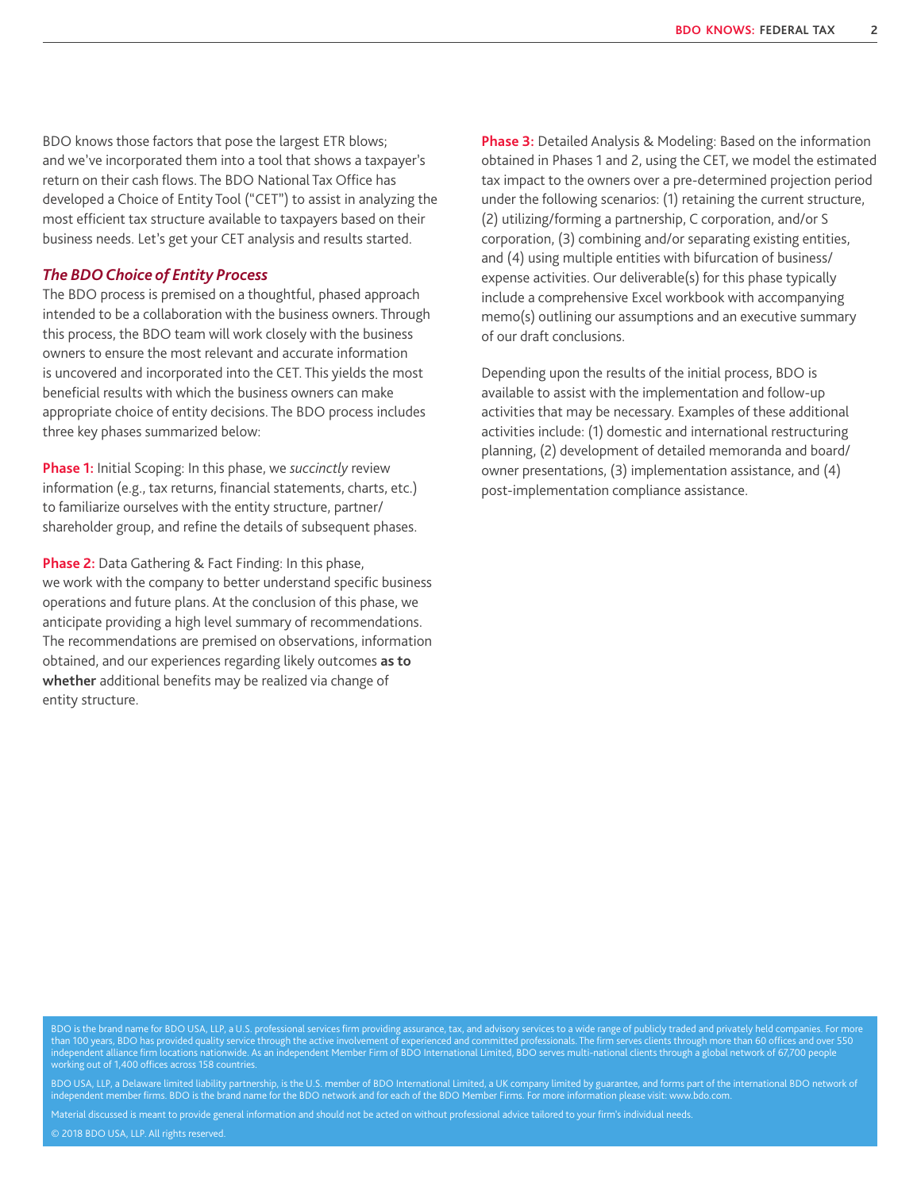BDO knows those factors that pose the largest ETR blows; and we've incorporated them into a tool that shows a taxpayer's return on their cash flows. The BDO National Tax Office has developed a Choice of Entity Tool ("CET") to assist in analyzing the most efficient tax structure available to taxpayers based on their business needs. Let's get your CET analysis and results started.

### *The BDO Choice of Entity Process*

The BDO process is premised on a thoughtful, phased approach intended to be a collaboration with the business owners. Through this process, the BDO team will work closely with the business owners to ensure the most relevant and accurate information is uncovered and incorporated into the CET. This yields the most beneficial results with which the business owners can make appropriate choice of entity decisions. The BDO process includes three key phases summarized below:

**Phase 1:** Initial Scoping: In this phase, we *succinctly* review information (e.g., tax returns, financial statements, charts, etc.) to familiarize ourselves with the entity structure, partner/shareholder group, and refine the details of subsequent phases.

**Phase 2:** Data Gathering & Fact Finding: In this phase, we work with the company to better understand specific business operations and future plans. At the conclusion of this phase, we anticipate providing a high level summary of recommendations. The recommendations are premised on observations, information obtained, and our experiences regarding likely outcomes **as to whether** additional benefits may be realized via change of entity structure.

**Phase 3:** Detailed Analysis & Modeling: Based on the information obtained in Phases 1 and 2, using the CET, we model the estimated tax impact to the owners over a pre-determined projection period under the following scenarios: (1) retaining the current structure, (2) utilizing/forming a partnership, C corporation, and/or S corporation, (3) combining and/or separating existing entities, and (4) using multiple entities with bifurcation of business/expense activities. Our deliverable(s) for this phase typically include a comprehensive Excel workbook with accompanying memo(s) outlining our assumptions and an executive summary of our draft conclusions.

Depending upon the results of the initial process, BDO is available to assist with the implementation and follow-up activities that may be necessary. Examples of these additional activities include: (1) domestic and international restructuring planning, (2) development of detailed memoranda and board/owner presentations, (3) implementation assistance, and (4) post-implementation compliance assistance.

BDO is the brand name for BDO USA, LLP, a U.S. professional services firm providing assurance, tax, and advisory services to a wide range of publicly traded and privately held companies. For more than 100 years, BDO has provided quality service through the active involvement of experienced and committed professionals. The firm serves clients through more than 60 offices and over 550 independent alliance firm locations nationwide. As an independent Member Firm of BDO International Limited, BDO serves multi-national clients through a global network of 67,700 people working out of 1,400 offices across 158 countries.

BDO USA, LLP, a Delaware limited liability partnership, is the U.S. member of BDO International Limited, a UK company limited by guarantee, and forms part of the international BDO network of independent member firms. BDO is the brand name for the BDO network and for each of the BDO Member Firms. For more information please visit: www.bdo.com.

Material discussed is meant to provide general information and should not be acted on without professional advice tailored to your firm's individual needs.

© 2018 BDO USA, LLP. All rights reserved.